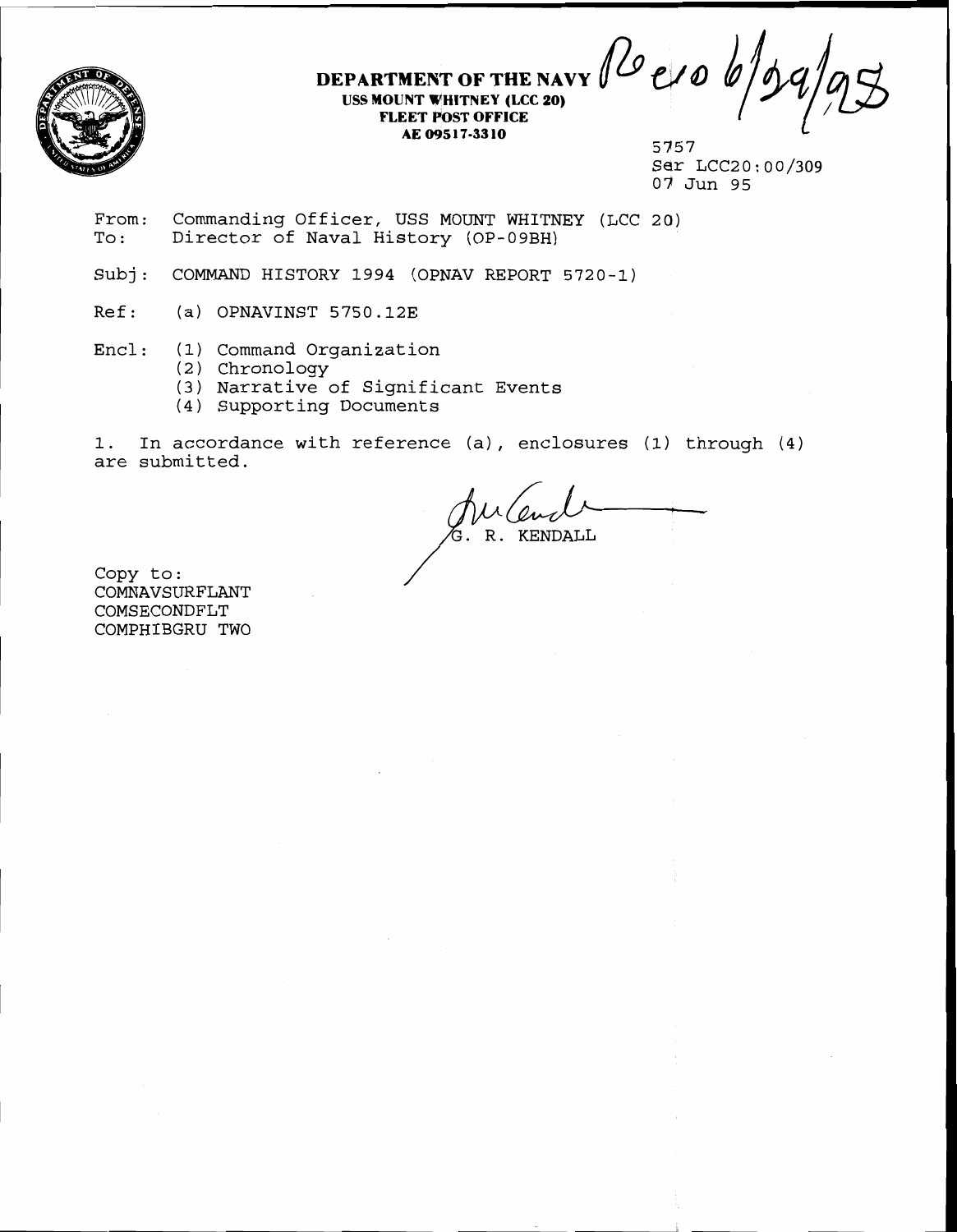**DEPARTMENT OF THE NAVY**
**USS MOUNT WHITNEY (LCC 20)**
**FLEET POST OFFICE**
**AE 09517-3310**

Rec'd 6/29/95

5757
Ser LCC20:00/309
07 Jun 95

From: Commanding Officer, USS MOUNT WHITNEY (LCC 20)
To: Director of Naval History (OP-09BH)

Subj: COMMAND HISTORY 1994 (OPNAV REPORT 5720-1)

Ref: (a) OPNAVINST 5750.12E

Encl: (1) Command Organization
(2) Chronology
(3) Narrative of Significant Events
(4) Supporting Documents

1. In accordance with reference (a), enclosures (1) through (4) are submitted.

G. R. KENDALL

Copy to:
COMNAVSURFLANT
COMSECONDFLT
COMPHIBGRU TWO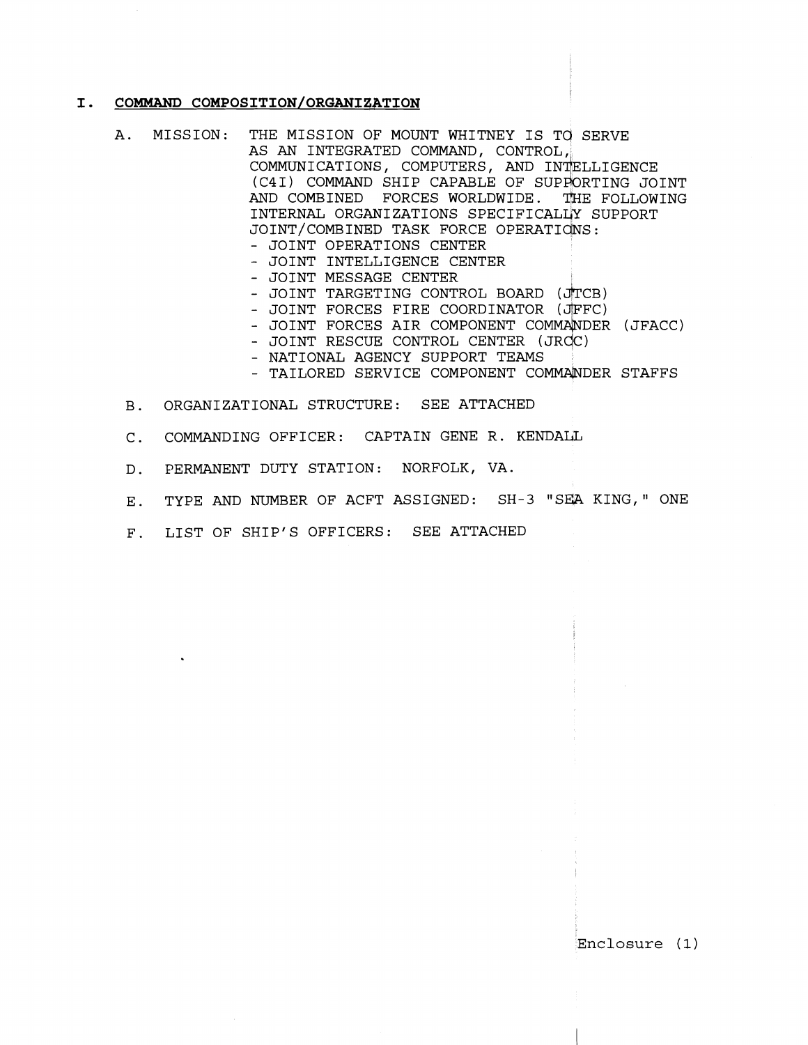## I. COMMAND COMPOSITION/ORGANIZATION

A. MISSION: THE MISSION OF MOUNT WHITNEY IS TO SERVE AS AN INTEGRATED COMMAND, CONTROL, COMMUNICATIONS, COMPUTERS, AND INTELLIGENCE (C4I) COMMAND SHIP CAPABLE OF SUPPORTING JOINT AND COMBINED FORCES WORLDWIDE. THE FOLLOWING INTERNAL ORGANIZATIONS SPECIFICALLY SUPPORT JOINT/COMBINED TASK FORCE OPERATIONS:

- JOINT OPERATIONS CENTER
- JOINT INTELLIGENCE CENTER
- JOINT MESSAGE CENTER
- JOINT TARGETING CONTROL BOARD (JTCB)
- JOINT FORCES FIRE COORDINATOR (JFFC)
- JOINT FORCES AIR COMPONENT COMMANDER (JFACC)
- JOINT RESCUE CONTROL CENTER (JRCC)
- NATIONAL AGENCY SUPPORT TEAMS
- TAILORED SERVICE COMPONENT COMMANDER STAFFS

B. ORGANIZATIONAL STRUCTURE: SEE ATTACHED

C. COMMANDING OFFICER: CAPTAIN GENE R. KENDALL

D. PERMANENT DUTY STATION: NORFOLK, VA.

E. TYPE AND NUMBER OF ACFT ASSIGNED: SH-3 "SEA KING," ONE

F. LIST OF SHIP'S OFFICERS: SEE ATTACHED

Enclosure (1)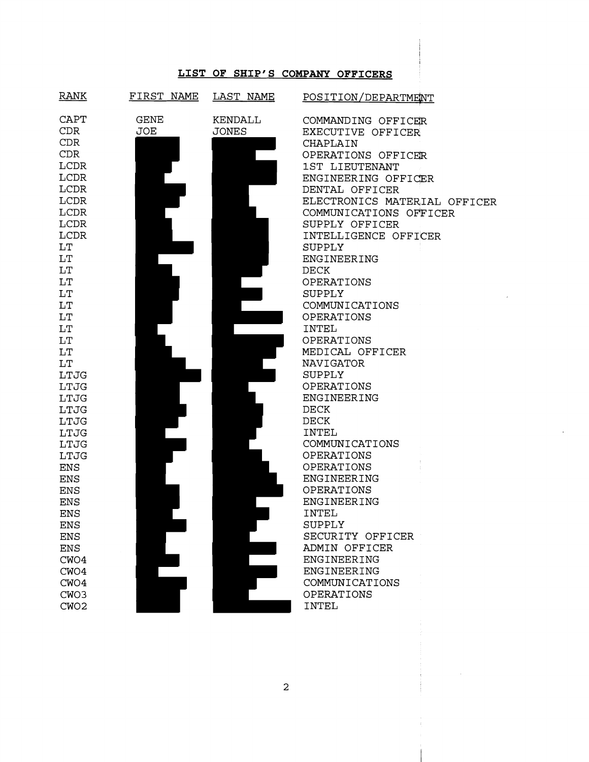**LIST OF SHIP'S COMPANY OFFICERS**

| RANK | FIRST NAME | LAST NAME | POSITION/DEPARTMENT |
|---|---|---|---|
| CAPT | GENE | KENDALL | COMMANDING OFFICER |
| CDR | JOE | JONES | EXECUTIVE OFFICER |
| CDR | | | CHAPLAIN |
| CDR | | | OPERATIONS OFFICER |
| LCDR | | | 1ST LIEUTENANT |
| LCDR | | | ENGINEERING OFFICER |
| LCDR | | | DENTAL OFFICER |
| LCDR | | | ELECTRONICS MATERIAL OFFICER |
| LCDR | | | COMMUNICATIONS OFFICER |
| LCDR | | | SUPPLY OFFICER |
| LCDR | | | INTELLIGENCE OFFICER |
| LT | | | SUPPLY |
| LT | | | ENGINEERING |
| LT | | | DECK |
| LT | | | OPERATIONS |
| LT | | | SUPPLY |
| LT | | | COMMUNICATIONS |
| LT | | | OPERATIONS |
| LT | | | INTEL |
| LT | | | OPERATIONS |
| LT | | | MEDICAL OFFICER |
| LT | | | NAVIGATOR |
| LTJG | | | SUPPLY |
| LTJG | | | OPERATIONS |
| LTJG | | | ENGINEERING |
| LTJG | | | DECK |
| LTJG | | | DECK |
| LTJG | | | INTEL |
| LTJG | | | COMMUNICATIONS |
| LTJG | | | OPERATIONS |
| ENS | | | OPERATIONS |
| ENS | | | ENGINEERING |
| ENS | | | OPERATIONS |
| ENS | | | ENGINEERING |
| ENS | | | INTEL |
| ENS | | | SUPPLY |
| ENS | | | SECURITY OFFICER |
| ENS | | | ADMIN OFFICER |
| CWO4 | | | ENGINEERING |
| CWO4 | | | ENGINEERING |
| CWO4 | | | COMMUNICATIONS |
| CWO3 | | | OPERATIONS |
| CWO2 | | | INTEL |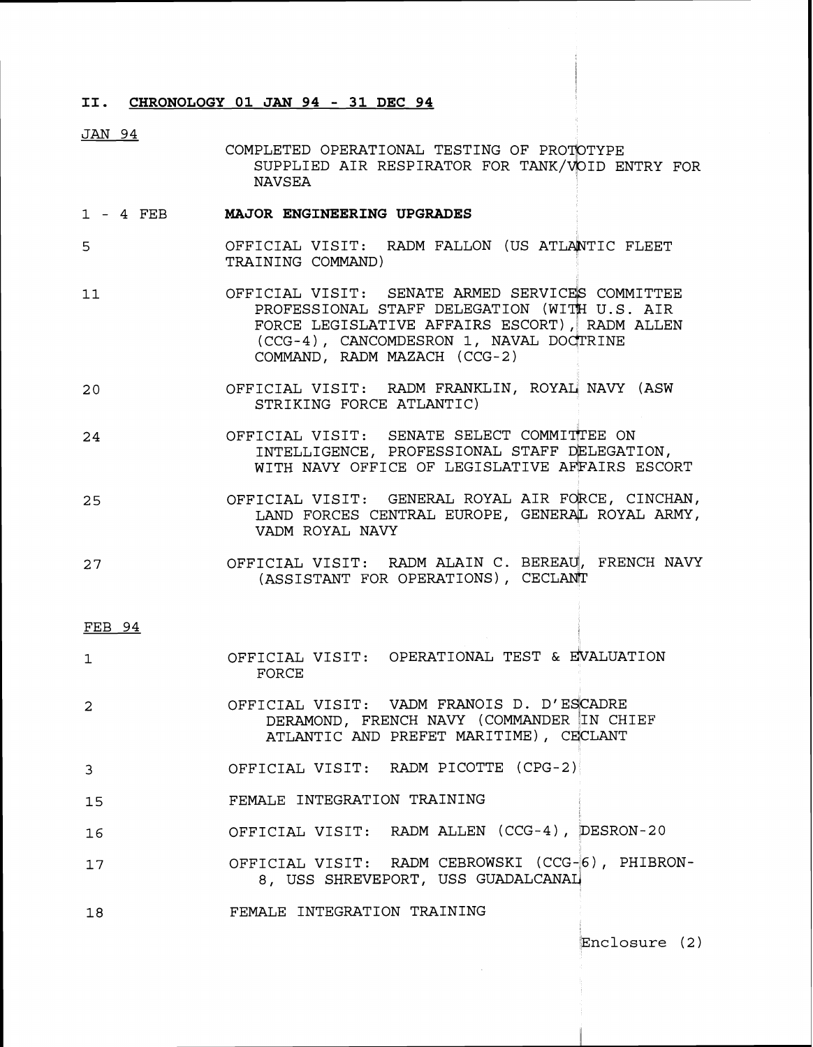## II. CHRONOLOGY 01 JAN 94 - 31 DEC 94

| | |
|---|---|
| JAN 94 | |
| | COMPLETED OPERATIONAL TESTING OF PROTOTYPE SUPPLIED AIR RESPIRATOR FOR TANK/VOID ENTRY FOR NAVSEA |
| 1 - 4 FEB | **MAJOR ENGINEERING UPGRADES** |
| 5 | OFFICIAL VISIT: RADM FALLON (US ATLANTIC FLEET TRAINING COMMAND) |
| 11 | OFFICIAL VISIT: SENATE ARMED SERVICES COMMITTEE PROFESSIONAL STAFF DELEGATION (WITH U.S. AIR FORCE LEGISLATIVE AFFAIRS ESCORT), RADM ALLEN (CCG-4), CANCOMDESRON 1, NAVAL DOCTRINE COMMAND, RADM MAZACH (CCG-2) |
| 20 | OFFICIAL VISIT: RADM FRANKLIN, ROYAL NAVY (ASW STRIKING FORCE ATLANTIC) |
| 24 | OFFICIAL VISIT: SENATE SELECT COMMITTEE ON INTELLIGENCE, PROFESSIONAL STAFF DELEGATION, WITH NAVY OFFICE OF LEGISLATIVE AFFAIRS ESCORT |
| 25 | OFFICIAL VISIT: GENERAL ROYAL AIR FORCE, CINCHAN, LAND FORCES CENTRAL EUROPE, GENERAL ROYAL ARMY, VADM ROYAL NAVY |
| 27 | OFFICIAL VISIT: RADM ALAIN C. BEREAU, FRENCH NAVY (ASSISTANT FOR OPERATIONS), CECLANT |
| FEB 94 | |
| 1 | OFFICIAL VISIT: OPERATIONAL TEST & EVALUATION FORCE |
| 2 | OFFICIAL VISIT: VADM FRANOIS D. D'ESCADRE DERAMOND, FRENCH NAVY (COMMANDER IN CHIEF ATLANTIC AND PREFET MARITIME), CECLANT |
| 3 | OFFICIAL VISIT: RADM PICOTTE (CPG-2) |
| 15 | FEMALE INTEGRATION TRAINING |
| 16 | OFFICIAL VISIT: RADM ALLEN (CCG-4), DESRON-20 |
| 17 | OFFICIAL VISIT: RADM CEBROWSKI (CCG-6), PHIBRON-8, USS SHREVEPORT, USS GUADALCANAL |
| 18 | FEMALE INTEGRATION TRAINING |

Enclosure (2)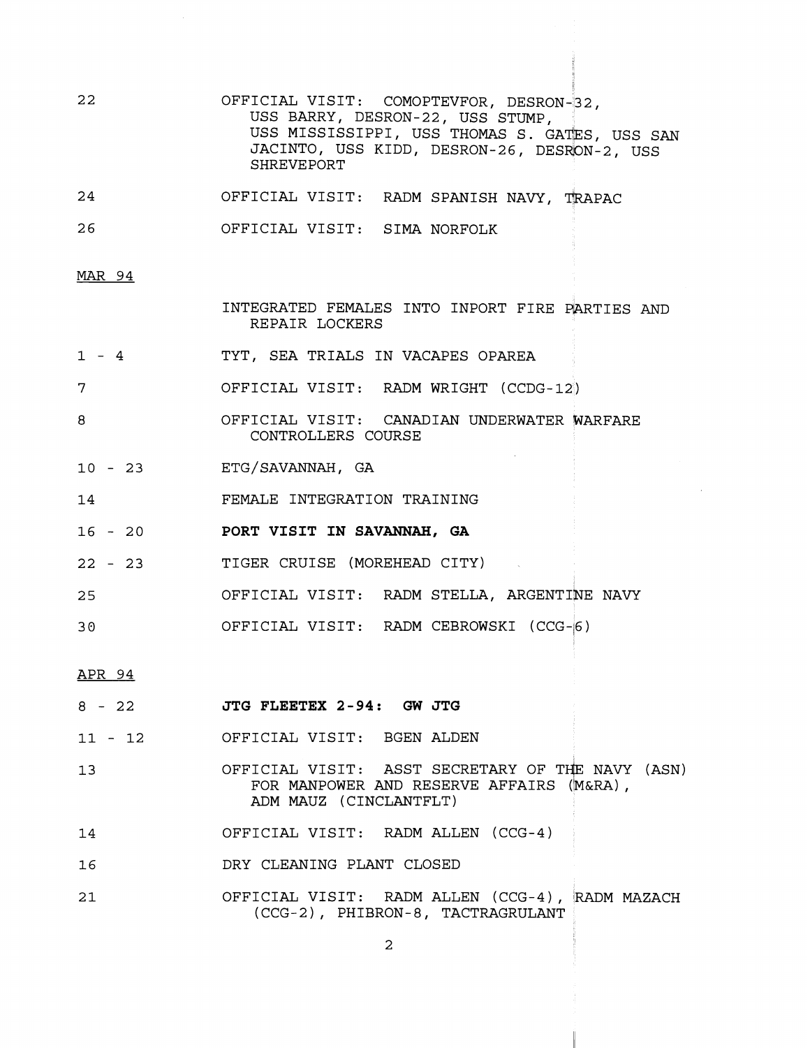22 OFFICIAL VISIT: COMOPTEVFOR, DESRON-32, USS BARRY, DESRON-22, USS STUMP, USS MISSISSIPPI, USS THOMAS S. GATES, USS SAN JACINTO, USS KIDD, DESRON-26, DESRON-2, USS SHREVEPORT

24 OFFICIAL VISIT: RADM SPANISH NAVY, TRAPAC

26 OFFICIAL VISIT: SIMA NORFOLK

<u>MAR 94</u>

INTEGRATED FEMALES INTO INPORT FIRE PARTIES AND REPAIR LOCKERS

1 - 4 TYT, SEA TRIALS IN VACAPES OPAREA

7 OFFICIAL VISIT: RADM WRIGHT (CCDG-12)

8 OFFICIAL VISIT: CANADIAN UNDERWATER WARFARE CONTROLLERS COURSE

10 - 23 ETG/SAVANNAH, GA

14 FEMALE INTEGRATION TRAINING

16 - 20 **PORT VISIT IN SAVANNAH, GA**

22 - 23 TIGER CRUISE (MOREHEAD CITY)

25 OFFICIAL VISIT: RADM STELLA, ARGENTINE NAVY

30 OFFICIAL VISIT: RADM CEBROWSKI (CCG-6)

<u>APR 94</u>

8 - 22 **JTG FLEETEX 2-94: GW JTG**

11 - 12 OFFICIAL VISIT: BGEN ALDEN

13 OFFICIAL VISIT: ASST SECRETARY OF THE NAVY (ASN) FOR MANPOWER AND RESERVE AFFAIRS (M&RA), ADM MAUZ (CINCLANTFLT)

14 OFFICIAL VISIT: RADM ALLEN (CCG-4)

16 DRY CLEANING PLANT CLOSED

21 OFFICIAL VISIT: RADM ALLEN (CCG-4), RADM MAZACH (CCG-2), PHIBRON-8, TACTRAGRULANT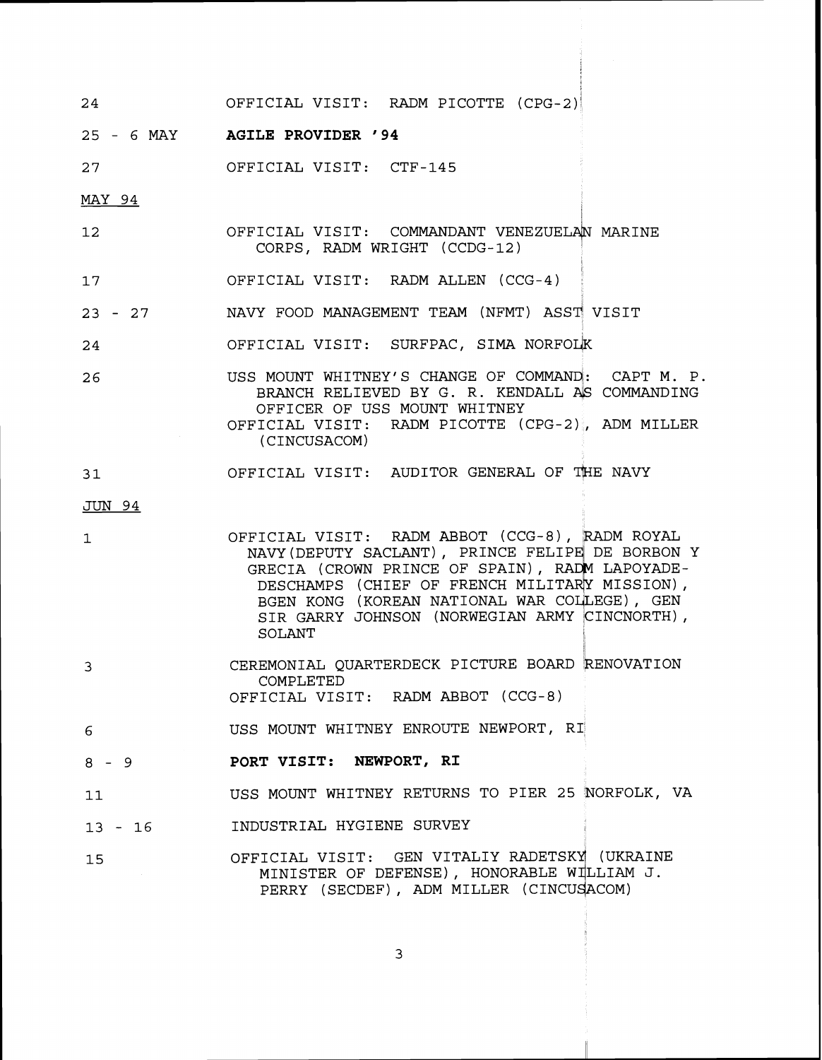| | |
|---|---|
| 24 | OFFICIAL VISIT: RADM PICOTTE (CPG-2) |
| 25 - 6 MAY | **AGILE PROVIDER '94** |
| 27 | OFFICIAL VISIT: CTF-145 |

MAY 94

| | |
|---|---|
| 12 | OFFICIAL VISIT: COMMANDANT VENEZUELAN MARINE CORPS, RADM WRIGHT (CCDG-12) |
| 17 | OFFICIAL VISIT: RADM ALLEN (CCG-4) |
| 23 - 27 | NAVY FOOD MANAGEMENT TEAM (NFMT) ASST VISIT |
| 24 | OFFICIAL VISIT: SURFPAC, SIMA NORFOLK |
| 26 | USS MOUNT WHITNEY'S CHANGE OF COMMAND: CAPT M. P. BRANCH RELIEVED BY G. R. KENDALL AS COMMANDING OFFICER OF USS MOUNT WHITNEY<br>OFFICIAL VISIT: RADM PICOTTE (CPG-2), ADM MILLER (CINCUSACOM) |
| 31 | OFFICIAL VISIT: AUDITOR GENERAL OF THE NAVY |

JUN 94

| | |
|---|---|
| 1 | OFFICIAL VISIT: RADM ABBOT (CCG-8), RADM ROYAL NAVY(DEPUTY SACLANT), PRINCE FELIPE DE BORBON Y GRECIA (CROWN PRINCE OF SPAIN), RADM LAPOYADE-DESCHAMPS (CHIEF OF FRENCH MILITARY MISSION), BGEN KONG (KOREAN NATIONAL WAR COLLEGE), GEN SIR GARRY JOHNSON (NORWEGIAN ARMY CINCNORTH), SOLANT |
| 3 | CEREMONIAL QUARTERDECK PICTURE BOARD RENOVATION COMPLETED<br>OFFICIAL VISIT: RADM ABBOT (CCG-8) |
| 6 | USS MOUNT WHITNEY ENROUTE NEWPORT, RI |
| 8 - 9 | **PORT VISIT: NEWPORT, RI** |
| 11 | USS MOUNT WHITNEY RETURNS TO PIER 25 NORFOLK, VA |
| 13 - 16 | INDUSTRIAL HYGIENE SURVEY |
| 15 | OFFICIAL VISIT: GEN VITALIY RADETSKY (UKRAINE MINISTER OF DEFENSE), HONORABLE WILLIAM J. PERRY (SECDEF), ADM MILLER (CINCUSACOM) |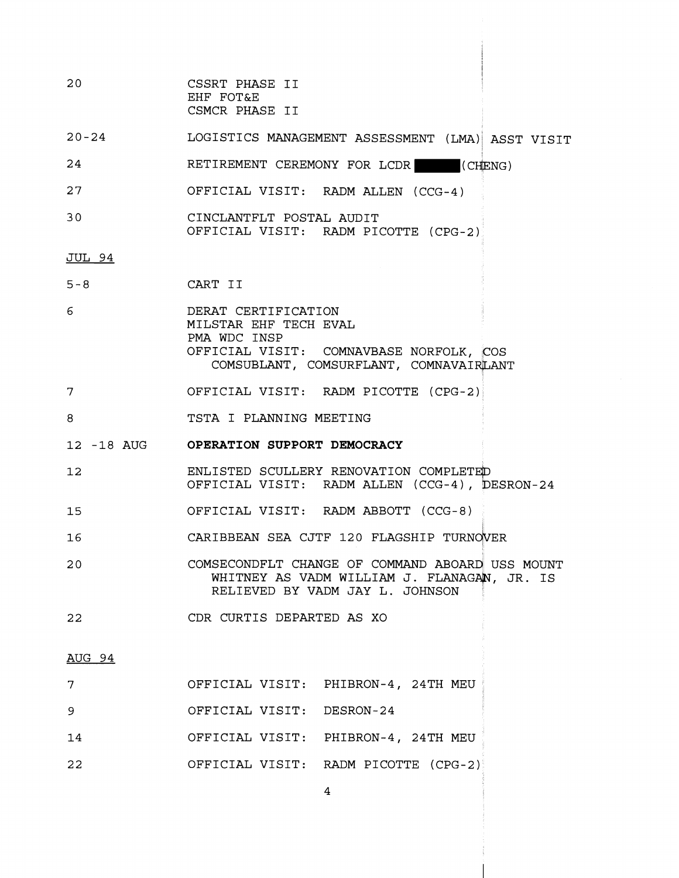| | |
|---|---|
| 20 | CSSRT PHASE II<br>EHF FOT&E<br>CSMCR PHASE II |
| 20-24 | LOGISTICS MANAGEMENT ASSESSMENT (LMA) ASST VISIT |
| 24 | RETIREMENT CEREMONY FOR LCDR ███ (CHENG) |
| 27 | OFFICIAL VISIT: RADM ALLEN (CCG-4) |
| 30 | CINCLANTFLT POSTAL AUDIT<br>OFFICIAL VISIT: RADM PICOTTE (CPG-2) |

<u>JUL 94</u>

| | |
|---|---|
| 5-8 | CART II |
| 6 | DERAT CERTIFICATION<br>MILSTAR EHF TECH EVAL<br>PMA WDC INSP<br>OFFICIAL VISIT: COMNAVBASE NORFOLK, COS COMSUBLANT, COMSURFLANT, COMNAVAIRLANT |
| 7 | OFFICIAL VISIT: RADM PICOTTE (CPG-2) |
| 8 | TSTA I PLANNING MEETING |
| 12 -18 AUG | **OPERATION SUPPORT DEMOCRACY** |
| 12 | ENLISTED SCULLERY RENOVATION COMPLETED<br>OFFICIAL VISIT: RADM ALLEN (CCG-4), DESRON-24 |
| 15 | OFFICIAL VISIT: RADM ABBOTT (CCG-8) |
| 16 | CARIBBEAN SEA CJTF 120 FLAGSHIP TURNOVER |
| 20 | COMSECONDFLT CHANGE OF COMMAND ABOARD USS MOUNT WHITNEY AS VADM WILLIAM J. FLANAGAN, JR. IS RELIEVED BY VADM JAY L. JOHNSON |
| 22 | CDR CURTIS DEPARTED AS XO |

<u>AUG 94</u>

| | |
|---|---|
| 7 | OFFICIAL VISIT: PHIBRON-4, 24TH MEU |
| 9 | OFFICIAL VISIT: DESRON-24 |
| 14 | OFFICIAL VISIT: PHIBRON-4, 24TH MEU |
| 22 | OFFICIAL VISIT: RADM PICOTTE (CPG-2) |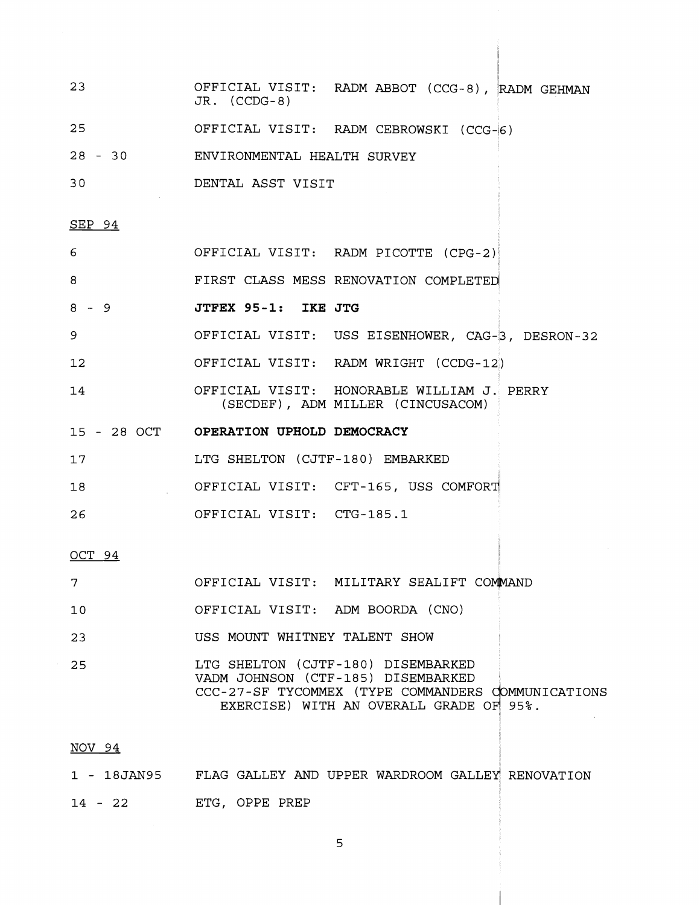| | |
|---|---|
| 23 | OFFICIAL VISIT: RADM ABBOT (CCG-8), RADM GEHMAN JR. (CCDG-8) |
| 25 | OFFICIAL VISIT: RADM CEBROWSKI (CCG-6) |
| 28 - 30 | ENVIRONMENTAL HEALTH SURVEY |
| 30 | DENTAL ASST VISIT |

SEP 94

| | |
|---|---|
| 6 | OFFICIAL VISIT: RADM PICOTTE (CPG-2) |
| 8 | FIRST CLASS MESS RENOVATION COMPLETED |
| 8 - 9 | **JTFEX 95-1: IKE JTG** |
| 9 | OFFICIAL VISIT: USS EISENHOWER, CAG-3, DESRON-32 |
| 12 | OFFICIAL VISIT: RADM WRIGHT (CCDG-12) |
| 14 | OFFICIAL VISIT: HONORABLE WILLIAM J. PERRY (SECDEF), ADM MILLER (CINCUSACOM) |
| 15 - 28 OCT | **OPERATION UPHOLD DEMOCRACY** |
| 17 | LTG SHELTON (CJTF-180) EMBARKED |
| 18 | OFFICIAL VISIT: CFT-165, USS COMFORT |
| 26 | OFFICIAL VISIT: CTG-185.1 |

OCT 94

| | |
|---|---|
| 7 | OFFICIAL VISIT: MILITARY SEALIFT COMMAND |
| 10 | OFFICIAL VISIT: ADM BOORDA (CNO) |
| 23 | USS MOUNT WHITNEY TALENT SHOW |
| 25 | LTG SHELTON (CJTF-180) DISEMBARKED<br>VADM JOHNSON (CTF-185) DISEMBARKED<br>CCC-27-SF TYCOMMEX (TYPE COMMANDERS COMMUNICATIONS EXERCISE) WITH AN OVERALL GRADE OF 95%. |

NOV 94

| | |
|---|---|
| 1 - 18JAN95 | FLAG GALLEY AND UPPER WARDROOM GALLEY RENOVATION |
| 14 - 22 | ETG, OPPE PREP |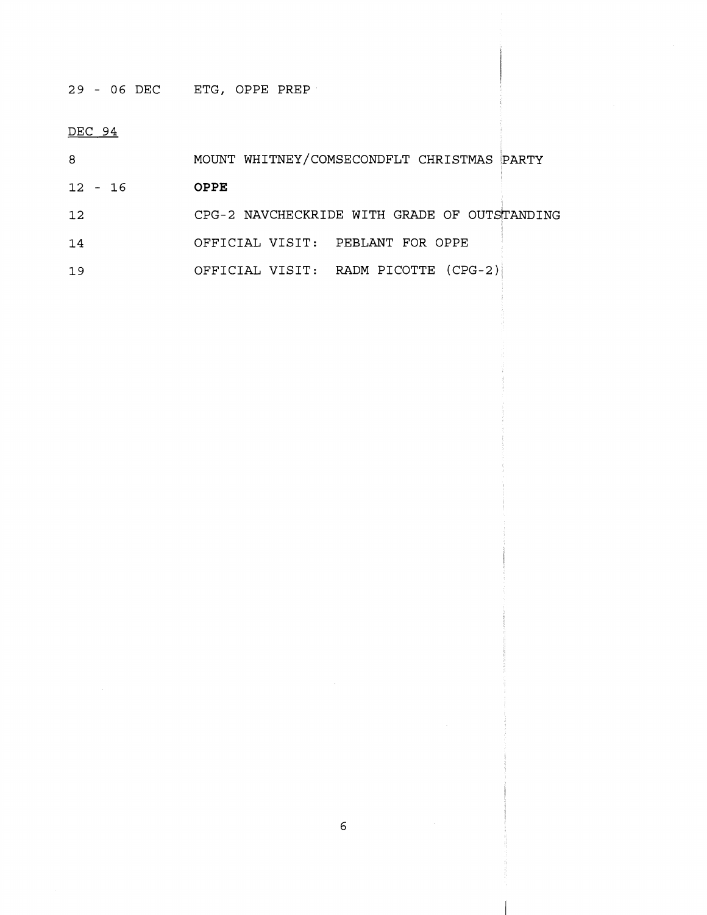29 - 06 DEC  ETG, OPPE PREP

DEC 94

| | |
|---|---|
| 8 | MOUNT WHITNEY/COMSECONDFLT CHRISTMAS PARTY |
| 12 - 16 | **OPPE** |
| 12 | CPG-2 NAVCHECKRIDE WITH GRADE OF OUTSTANDING |
| 14 | OFFICIAL VISIT:  PEBLANT FOR OPPE |
| 19 | OFFICIAL VISIT:  RADM PICOTTE (CPG-2) |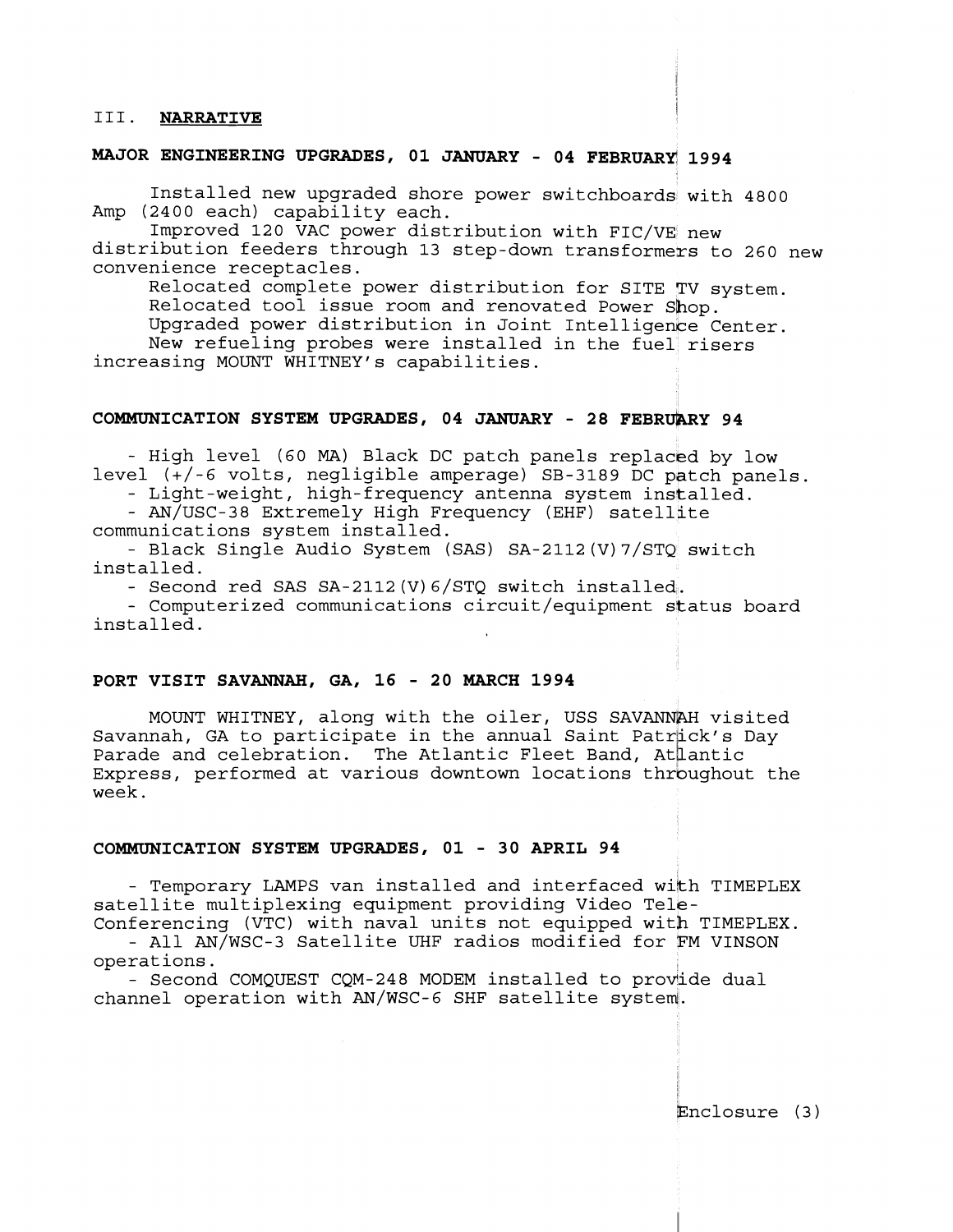## III. NARRATIVE

### MAJOR ENGINEERING UPGRADES, 01 JANUARY - 04 FEBRUARY 1994

Installed new upgraded shore power switchboards with 4800 Amp (2400 each) capability each.

Improved 120 VAC power distribution with FIC/VE new distribution feeders through 13 step-down transformers to 260 new convenience receptacles.

Relocated complete power distribution for SITE TV system.

Relocated tool issue room and renovated Power Shop.

Upgraded power distribution in Joint Intelligence Center.

New refueling probes were installed in the fuel risers increasing MOUNT WHITNEY's capabilities.

### COMMUNICATION SYSTEM UPGRADES, 04 JANUARY - 28 FEBRUARY 94

- High level (60 MA) Black DC patch panels replaced by low level (+/-6 volts, negligible amperage) SB-3189 DC patch panels.
- Light-weight, high-frequency antenna system installed.
- AN/USC-38 Extremely High Frequency (EHF) satellite communications system installed.
- Black Single Audio System (SAS) SA-2112(V)7/STQ switch installed.
- Second red SAS SA-2112(V)6/STQ switch installed.
- Computerized communications circuit/equipment status board installed.

### PORT VISIT SAVANNAH, GA, 16 - 20 MARCH 1994

MOUNT WHITNEY, along with the oiler, USS SAVANNAH visited Savannah, GA to participate in the annual Saint Patrick's Day Parade and celebration. The Atlantic Fleet Band, Atlantic Express, performed at various downtown locations throughout the week.

### COMMUNICATION SYSTEM UPGRADES, 01 - 30 APRIL 94

- Temporary LAMPS van installed and interfaced with TIMEPLEX satellite multiplexing equipment providing Video Tele-Conferencing (VTC) with naval units not equipped with TIMEPLEX.
- All AN/WSC-3 Satellite UHF radios modified for FM VINSON operations.
- Second COMQUEST CQM-248 MODEM installed to provide dual channel operation with AN/WSC-6 SHF satellite system.

Enclosure (3)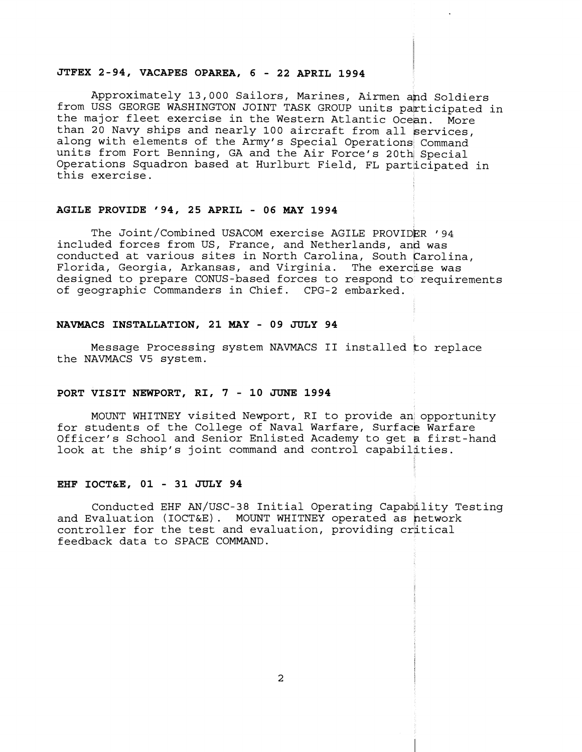**JTFEX 2-94, VACAPES OPAREA, 6 - 22 APRIL 1994**

Approximately 13,000 Sailors, Marines, Airmen and Soldiers from USS GEORGE WASHINGTON JOINT TASK GROUP units participated in the major fleet exercise in the Western Atlantic Ocean. More than 20 Navy ships and nearly 100 aircraft from all services, along with elements of the Army's Special Operations Command units from Fort Benning, GA and the Air Force's 20th Special Operations Squadron based at Hurlburt Field, FL participated in this exercise.

**AGILE PROVIDE '94, 25 APRIL - 06 MAY 1994**

The Joint/Combined USACOM exercise AGILE PROVIDER '94 included forces from US, France, and Netherlands, and was conducted at various sites in North Carolina, South Carolina, Florida, Georgia, Arkansas, and Virginia. The exercise was designed to prepare CONUS-based forces to respond to requirements of geographic Commanders in Chief. CPG-2 embarked.

**NAVMACS INSTALLATION, 21 MAY - 09 JULY 94**

Message Processing system NAVMACS II installed to replace the NAVMACS V5 system.

**PORT VISIT NEWPORT, RI, 7 - 10 JUNE 1994**

MOUNT WHITNEY visited Newport, RI to provide an opportunity for students of the College of Naval Warfare, Surface Warfare Officer's School and Senior Enlisted Academy to get a first-hand look at the ship's joint command and control capabilities.

**EHF IOCT&E, 01 - 31 JULY 94**

Conducted EHF AN/USC-38 Initial Operating Capability Testing and Evaluation (IOCT&E). MOUNT WHITNEY operated as network controller for the test and evaluation, providing critical feedback data to SPACE COMMAND.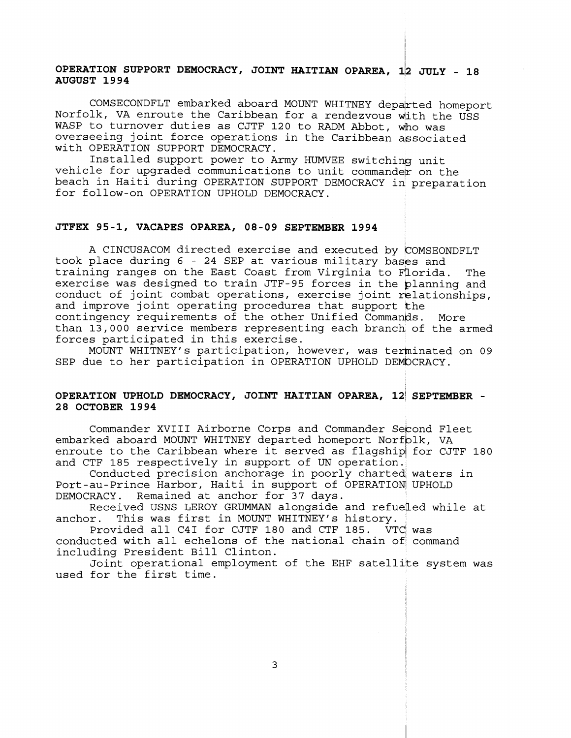### OPERATION SUPPORT DEMOCRACY, JOINT HAITIAN OPAREA, 12 JULY - 18 AUGUST 1994

COMSECONDFLT embarked aboard MOUNT WHITNEY departed homeport Norfolk, VA enroute the Caribbean for a rendezvous with the USS WASP to turnover duties as CJTF 120 to RADM Abbot, who was overseeing joint force operations in the Caribbean associated with OPERATION SUPPORT DEMOCRACY.

Installed support power to Army HUMVEE switching unit vehicle for upgraded communications to unit commander on the beach in Haiti during OPERATION SUPPORT DEMOCRACY in preparation for follow-on OPERATION UPHOLD DEMOCRACY.

### JTFEX 95-1, VACAPES OPAREA, 08-09 SEPTEMBER 1994

A CINCUSACOM directed exercise and executed by COMSEONDFLT took place during 6 - 24 SEP at various military bases and training ranges on the East Coast from Virginia to Florida. The exercise was designed to train JTF-95 forces in the planning and conduct of joint combat operations, exercise joint relationships, and improve joint operating procedures that support the contingency requirements of the other Unified Commands. More than 13,000 service members representing each branch of the armed forces participated in this exercise.

MOUNT WHITNEY's participation, however, was terminated on 09 SEP due to her participation in OPERATION UPHOLD DEMOCRACY.

### OPERATION UPHOLD DEMOCRACY, JOINT HAITIAN OPAREA, 12 SEPTEMBER - 28 OCTOBER 1994

Commander XVIII Airborne Corps and Commander Second Fleet embarked aboard MOUNT WHITNEY departed homeport Norfolk, VA enroute to the Caribbean where it served as flagship for CJTF 180 and CTF 185 respectively in support of UN operation.

Conducted precision anchorage in poorly charted waters in Port-au-Prince Harbor, Haiti in support of OPERATION UPHOLD DEMOCRACY. Remained at anchor for 37 days.

Received USNS LEROY GRUMMAN alongside and refueled while at anchor. This was first in MOUNT WHITNEY's history.

Provided all C4I for CJTF 180 and CTF 185. VTC was conducted with all echelons of the national chain of command including President Bill Clinton.

Joint operational employment of the EHF satellite system was used for the first time.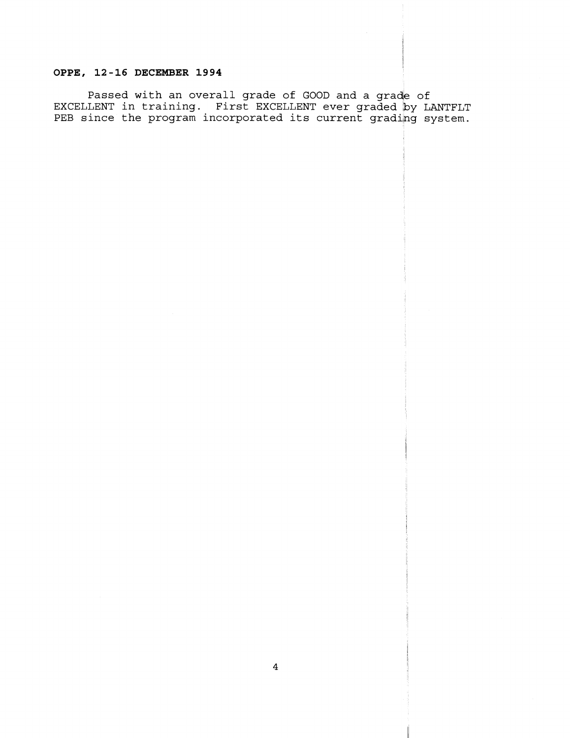**OPPE, 12-16 DECEMBER 1994**

Passed with an overall grade of GOOD and a grade of EXCELLENT in training. First EXCELLENT ever graded by LANTFLT PEB since the program incorporated its current grading system.